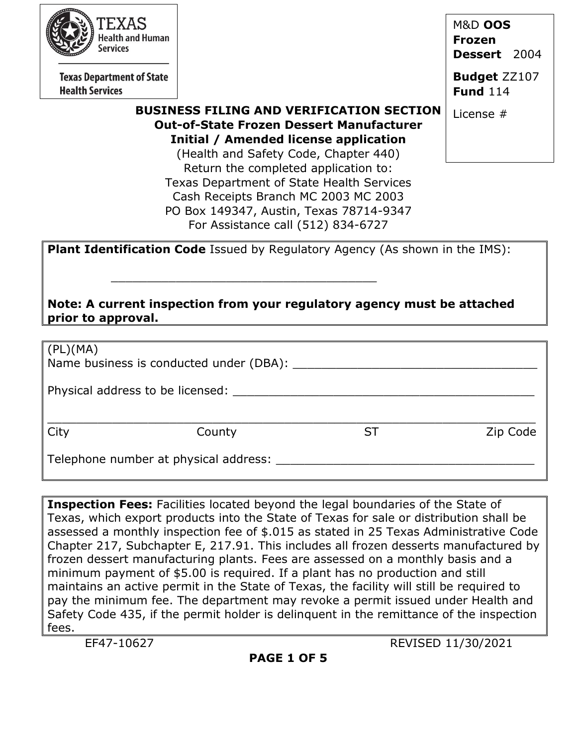Texas Health and Human Services

Texas Department of State Health Services

M&D **OOS Frozen Dessert** 2004

**Budget** ZZ107
**Fund** 114

License #

**BUSINESS FILING AND VERIFICATION SECTION**
**Out-of-State Frozen Dessert Manufacturer**
**Initial / Amended license application**
(Health and Safety Code, Chapter 440)
Return the completed application to:
Texas Department of State Health Services
Cash Receipts Branch MC 2003 MC 2003
PO Box 149347, Austin, Texas 78714-9347
For Assistance call (512) 834-6727

**Plant Identification Code** Issued by Regulatory Agency (As shown in the IMS):

____________________________________

**Note: A current inspection from your regulatory agency must be attached prior to approval.**

(PL)(MA)
Name business is conducted under (DBA): ___________________________________

Physical address to be licensed: ___________________________________________

_____________________________________________________________________
City County ST Zip Code

Telephone number at physical address: ______________________________________

**Inspection Fees:** Facilities located beyond the legal boundaries of the State of Texas, which export products into the State of Texas for sale or distribution shall be assessed a monthly inspection fee of $.015 as stated in 25 Texas Administrative Code Chapter 217, Subchapter E, 217.91. This includes all frozen desserts manufactured by frozen dessert manufacturing plants. Fees are assessed on a monthly basis and a minimum payment of $5.00 is required. If a plant has no production and still maintains an active permit in the State of Texas, the facility will still be required to pay the minimum fee. The department may revoke a permit issued under Health and Safety Code 435, if the permit holder is delinquent in the remittance of the inspection fees.

EF47-10627 REVISED 11/30/2021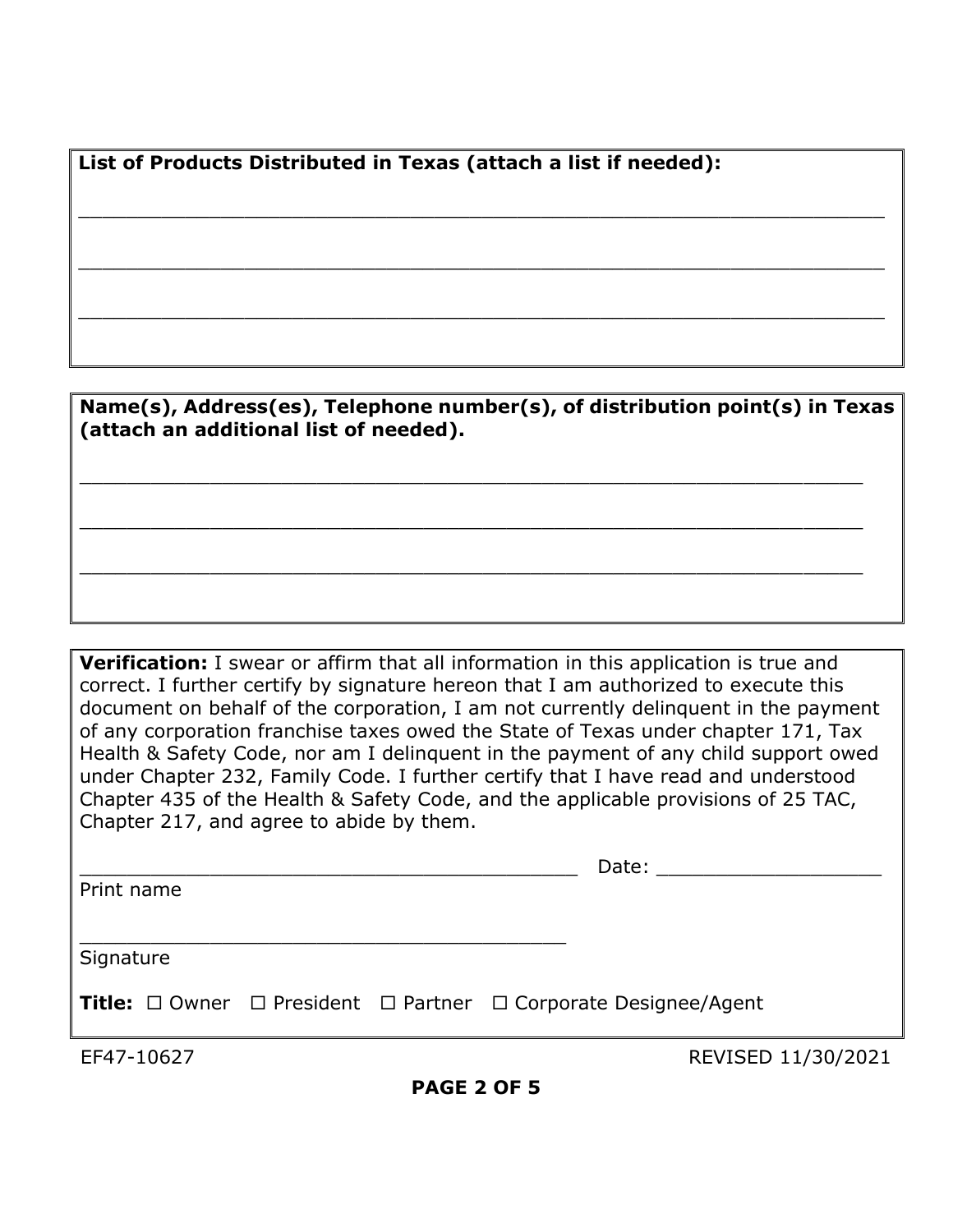**List of Products Distributed in Texas (attach a list if needed):**

_______________________________________________________________

_______________________________________________________________

_______________________________________________________________

**Name(s), Address(es), Telephone number(s), of distribution point(s) in Texas (attach an additional list of needed).**

_______________________________________________________________

_______________________________________________________________

_______________________________________________________________

**Verification:** I swear or affirm that all information in this application is true and correct. I further certify by signature hereon that I am authorized to execute this document on behalf of the corporation, I am not currently delinquent in the payment of any corporation franchise taxes owed the State of Texas under chapter 171, Tax Health & Safety Code, nor am I delinquent in the payment of any child support owed under Chapter 232, Family Code. I further certify that I have read and understood Chapter 435 of the Health & Safety Code, and the applicable provisions of 25 TAC, Chapter 217, and agree to abide by them.

________________________________________ Date: ___________________

Print name

________________________________________

Signature

**Title:** ☐ Owner ☐ President ☐ Partner ☐ Corporate Designee/Agent

EF47-10627 REVISED 11/30/2021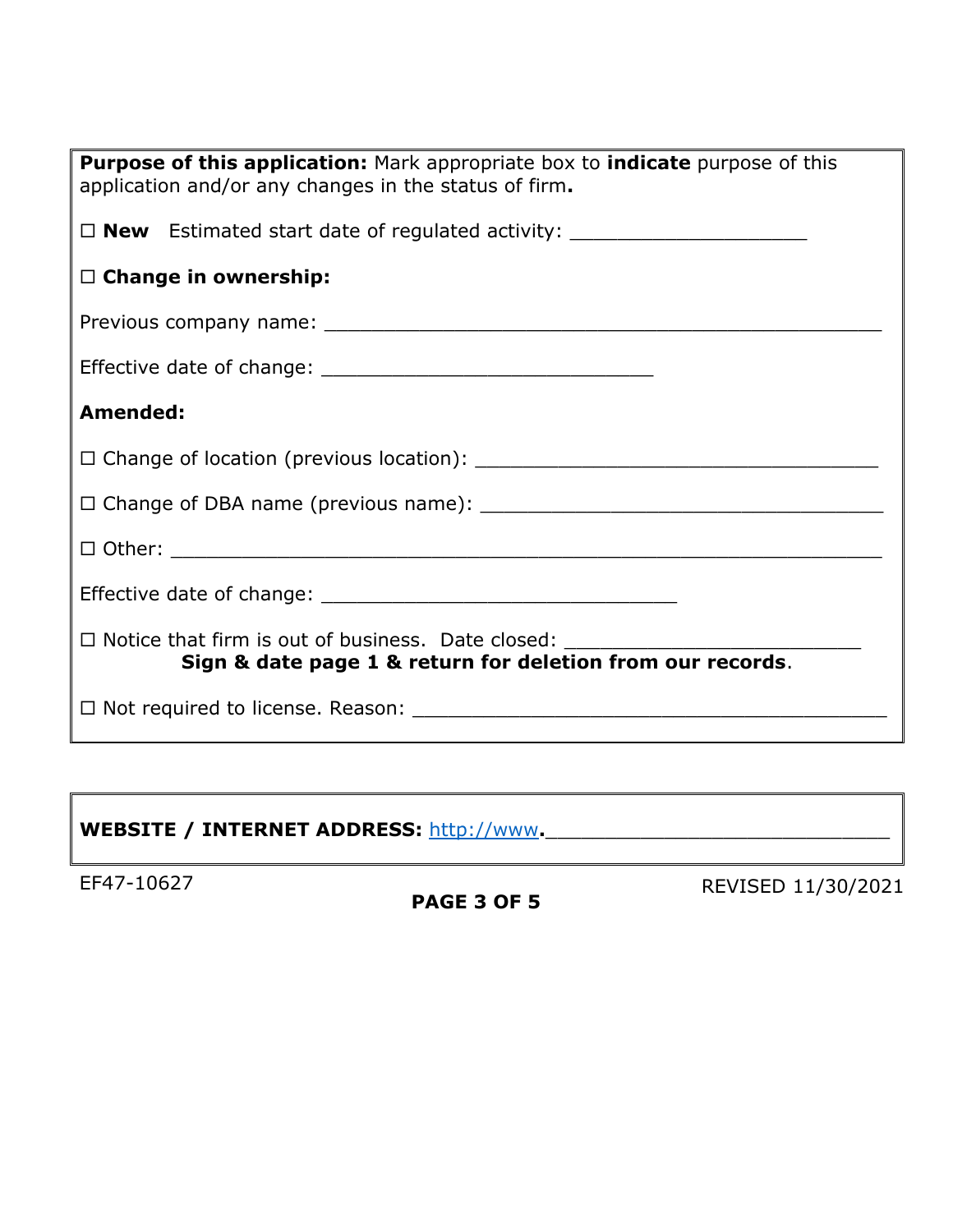**Purpose of this application:** Mark appropriate box to **indicate** purpose of this application and/or any changes in the status of firm**.**

☐ **New** Estimated start date of regulated activity: ____________________

☐ **Change in ownership:**

Previous company name: __________________________________________________

Effective date of change: ____________________________

**Amended:**

☐ Change of location (previous location): __________________________________

☐ Change of DBA name (previous name): ___________________________________

☐ Other: ____________________________________________________________

Effective date of change: ______________________________

☐ Notice that firm is out of business. Date closed: __________________________
**Sign & date page 1 & return for deletion from our records**.

☐ Not required to license. Reason: ________________________________________

**WEBSITE / INTERNET ADDRESS:** http://www**.**____________________________

EF47-10627

REVISED 11/30/2021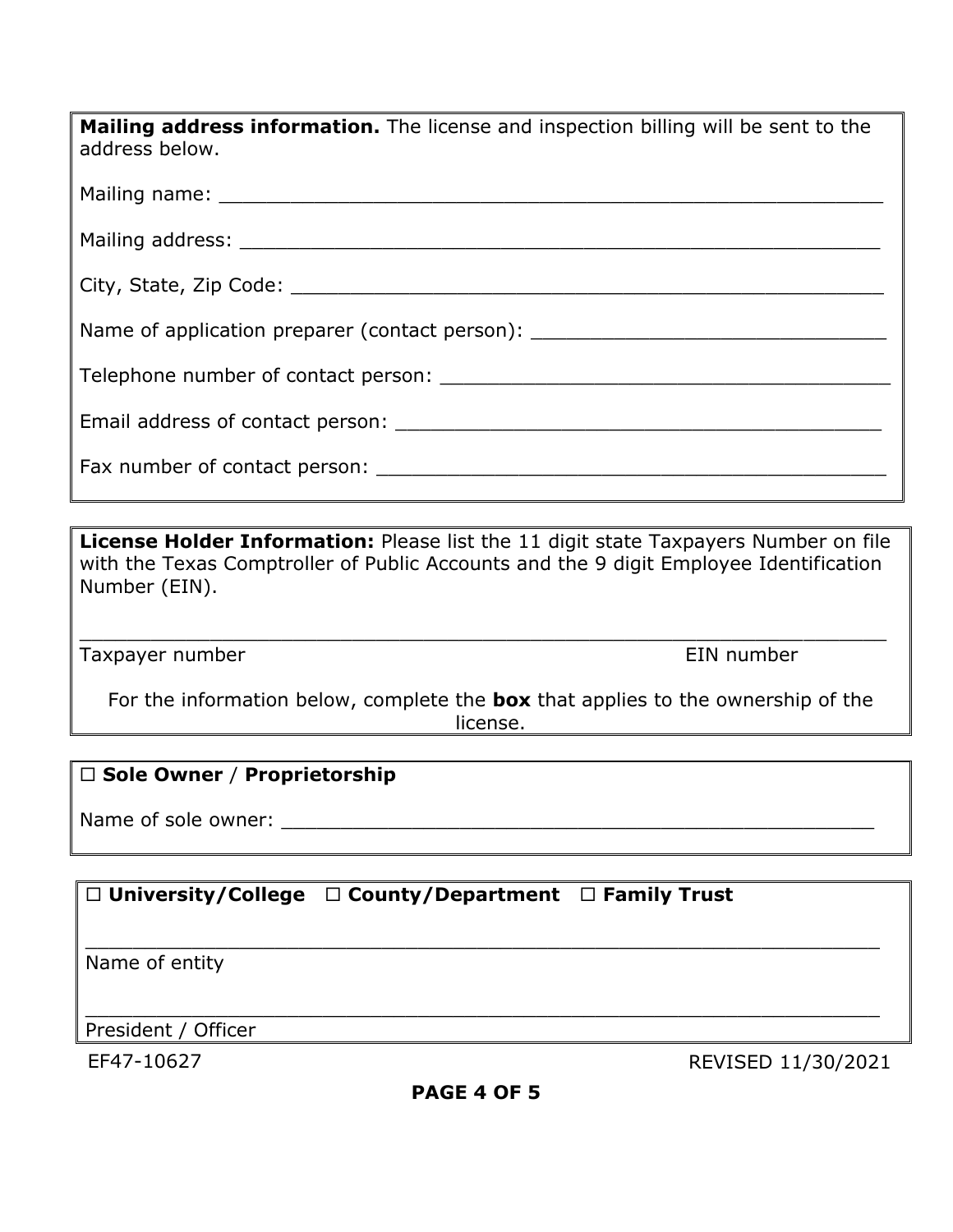**Mailing address information.** The license and inspection billing will be sent to the address below.

Mailing name: _______________________________________________________

Mailing address: _____________________________________________________

City, State, Zip Code: _________________________________________________

Name of application preparer (contact person): ____________________________

Telephone number of contact person: ____________________________________

Email address of contact person: ________________________________________

Fax number of contact person: __________________________________________

**License Holder Information:** Please list the 11 digit state Taxpayers Number on file with the Texas Comptroller of Public Accounts and the 9 digit Employee Identification Number (EIN).

_____________________________________________________________________

Taxpayer number                                                                                    EIN number

For the information below, complete the **box** that applies to the ownership of the license.

☐ **Sole Owner** / **Proprietorship**

Name of sole owner: ___________________________________________________

☐ **University/College**   ☐ **County/Department**   ☐ **Family Trust**

_____________________________________________________________________

Name of entity

_____________________________________________________________________

President / Officer

EF47-10627                                                                                    REVISED 11/30/2021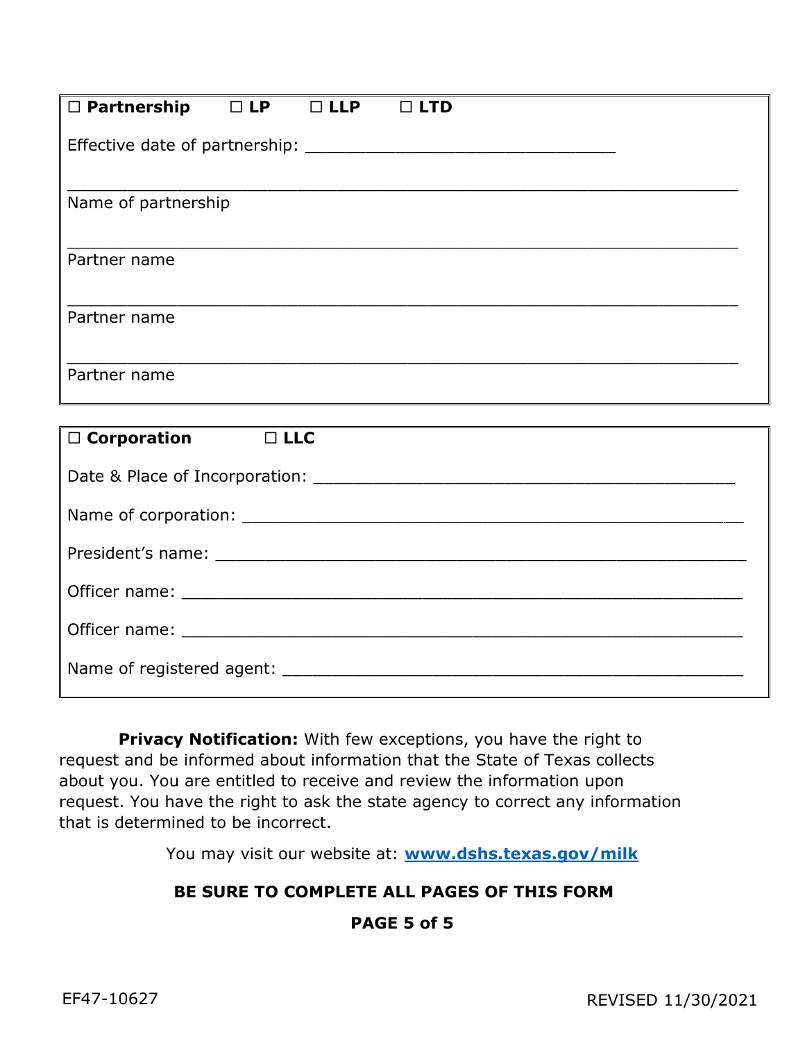☐ **Partnership** ☐ **LP** ☐ **LLP** ☐ **LTD**

Effective date of partnership: ________________________________

_________________________________________________________________

Name of partnership

_________________________________________________________________

Partner name

_________________________________________________________________

Partner name

_________________________________________________________________

Partner name

☐ **Corporation** ☐ **LLC**

Date & Place of Incorporation: ________________________________________

Name of corporation: ________________________________________________

President's name: __________________________________________________

Officer name: _____________________________________________________

Officer name: _____________________________________________________

Name of registered agent: ___________________________________________

**Privacy Notification:** With few exceptions, you have the right to request and be informed about information that the State of Texas collects about you. You are entitled to receive and review the information upon request. You have the right to ask the state agency to correct any information that is determined to be incorrect.

You may visit our website at: **www.dshs.texas.gov/milk**

**BE SURE TO COMPLETE ALL PAGES OF THIS FORM**

EF47-10627 REVISED 11/30/2021